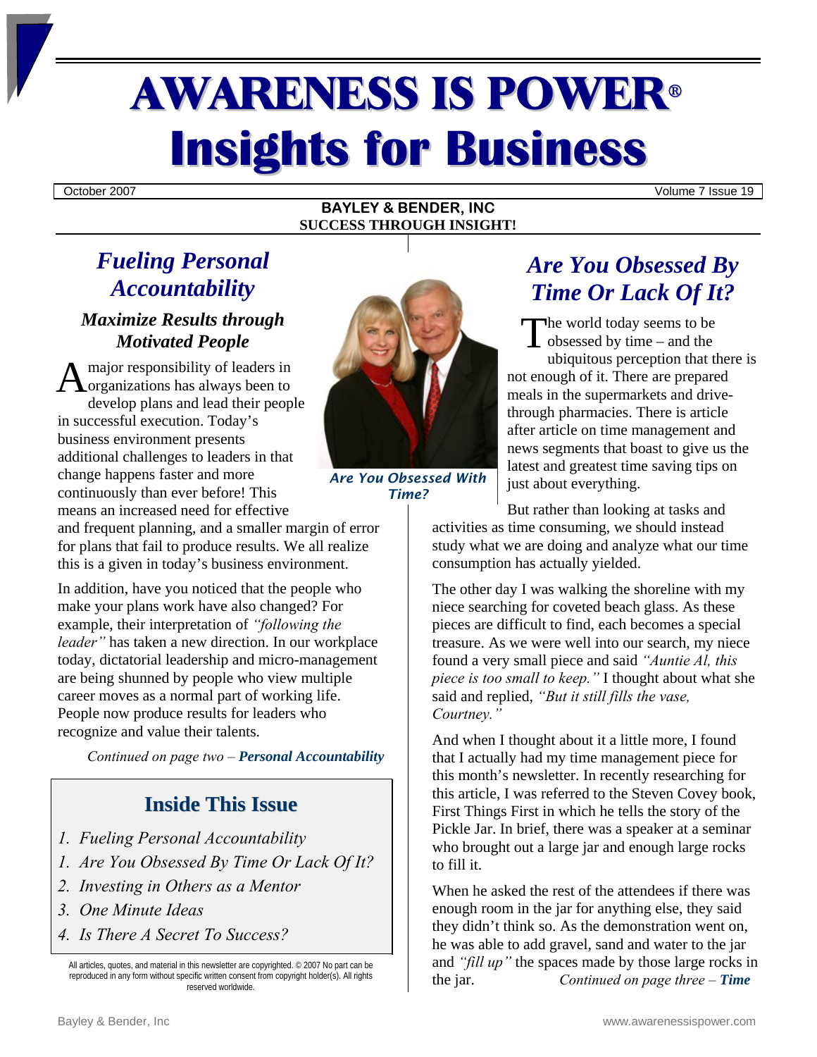# AWARENESS IS POWER®
# Insights for Business

October 2007 Volume 7 Issue 19

**BAYLEY & BENDER, INC**
**SUCCESS THROUGH INSIGHT!**

## *Fueling Personal Accountability*

### *Maximize Results through Motivated People*

A major responsibility of leaders in organizations has always been to develop plans and lead their people in successful execution. Today's business environment presents additional challenges to leaders in that change happens faster and more continuously than ever before! This means an increased need for effective and frequent planning, and a smaller margin of error for plans that fail to produce results. We all realize this is a given in today's business environment.

In addition, have you noticed that the people who make your plans work have also changed? For example, their interpretation of *"following the leader"* has taken a new direction. In our workplace today, dictatorial leadership and micro-management are being shunned by people who view multiple career moves as a normal part of working life. People now produce results for leaders who recognize and value their talents.

*Continued on page two – **Personal Accountability***

### Inside This Issue

1. *Fueling Personal Accountability*
1. *Are You Obsessed By Time Or Lack Of It?*
2. *Investing in Others as a Mentor*
3. *One Minute Ideas*
4. *Is There A Secret To Success?*

All articles, quotes, and material in this newsletter are copyrighted. © 2007 No part can be reproduced in any form without specific written consent from copyright holder(s). All rights reserved worldwide.

*Are You Obsessed With Time?*

## *Are You Obsessed By Time Or Lack Of It?*

The world today seems to be obsessed by time – and the ubiquitous perception that there is not enough of it. There are prepared meals in the supermarkets and drive-through pharmacies. There is article after article on time management and news segments that boast to give us the latest and greatest time saving tips on just about everything.

But rather than looking at tasks and activities as time consuming, we should instead study what we are doing and analyze what our time consumption has actually yielded.

The other day I was walking the shoreline with my niece searching for coveted beach glass. As these pieces are difficult to find, each becomes a special treasure. As we were well into our search, my niece found a very small piece and said *"Auntie Al, this piece is too small to keep."* I thought about what she said and replied, *"But it still fills the vase, Courtney."*

And when I thought about it a little more, I found that I actually had my time management piece for this month's newsletter. In recently researching for this article, I was referred to the Steven Covey book, First Things First in which he tells the story of the Pickle Jar. In brief, there was a speaker at a seminar who brought out a large jar and enough large rocks to fill it.

When he asked the rest of the attendees if there was enough room in the jar for anything else, they said they didn't think so. As the demonstration went on, he was able to add gravel, sand and water to the jar and *"fill up"* the spaces made by those large rocks in the jar.

*Continued on page three – **Time***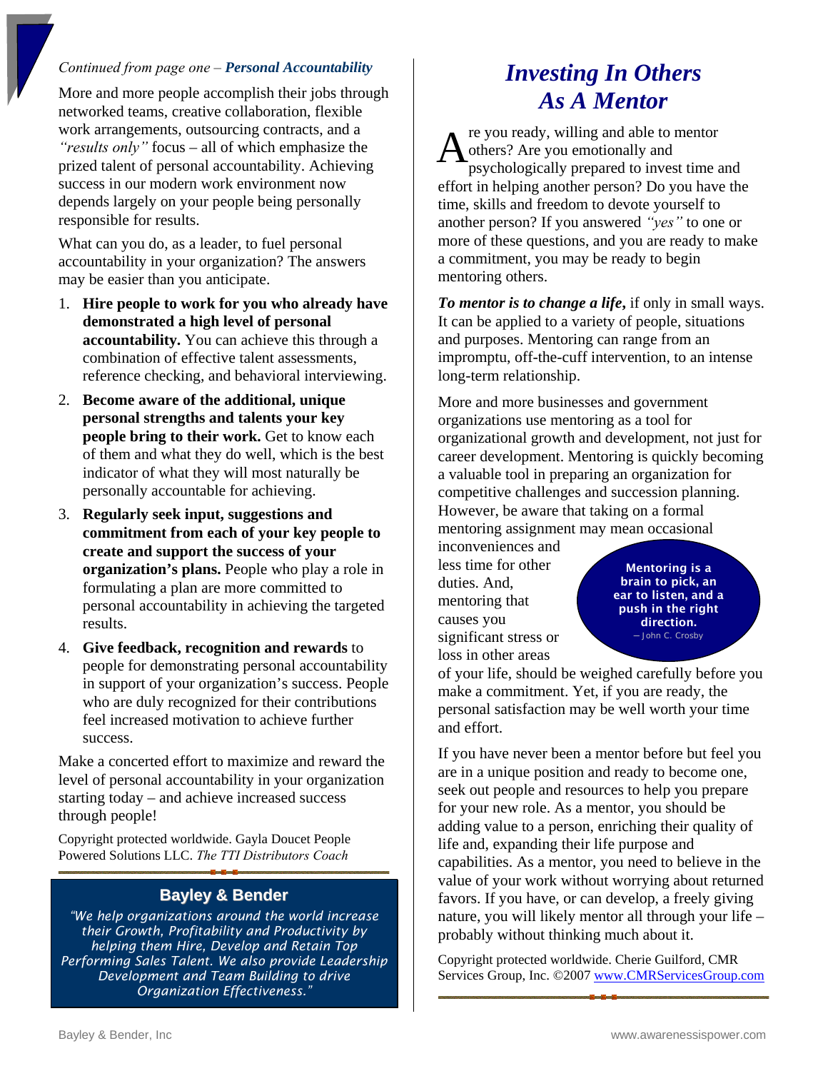*Continued from page one –* ***Personal Accountability***

More and more people accomplish their jobs through networked teams, creative collaboration, flexible work arrangements, outsourcing contracts, and a *"results only"* focus – all of which emphasize the prized talent of personal accountability. Achieving success in our modern work environment now depends largely on your people being personally responsible for results.

What can you do, as a leader, to fuel personal accountability in your organization? The answers may be easier than you anticipate.

1. **Hire people to work for you who already have demonstrated a high level of personal accountability.** You can achieve this through a combination of effective talent assessments, reference checking, and behavioral interviewing.
2. **Become aware of the additional, unique personal strengths and talents your key people bring to their work.** Get to know each of them and what they do well, which is the best indicator of what they will most naturally be personally accountable for achieving.
3. **Regularly seek input, suggestions and commitment from each of your key people to create and support the success of your organization's plans.** People who play a role in formulating a plan are more committed to personal accountability in achieving the targeted results.
4. **Give feedback, recognition and rewards** to people for demonstrating personal accountability in support of your organization's success. People who are duly recognized for their contributions feel increased motivation to achieve further success.

Make a concerted effort to maximize and reward the level of personal accountability in your organization starting today – and achieve increased success through people!

Copyright protected worldwide. Gayla Doucet People Powered Solutions LLC. *The TTI Distributors Coach*

**Bayley & Bender**

*"We help organizations around the world increase their Growth, Profitability and Productivity by helping them Hire, Develop and Retain Top Performing Sales Talent. We also provide Leadership Development and Team Building to drive Organization Effectiveness."*

# *Investing In Others As A Mentor*

Are you ready, willing and able to mentor others? Are you emotionally and psychologically prepared to invest time and effort in helping another person? Do you have the time, skills and freedom to devote yourself to another person? If you answered *"yes"* to one or more of these questions, and you are ready to make a commitment, you may be ready to begin mentoring others.

***To mentor is to change a life***, if only in small ways. It can be applied to a variety of people, situations and purposes. Mentoring can range from an impromptu, off-the-cuff intervention, to an intense long-term relationship.

More and more businesses and government organizations use mentoring as a tool for organizational growth and development, not just for career development. Mentoring is quickly becoming a valuable tool in preparing an organization for competitive challenges and succession planning. However, be aware that taking on a formal mentoring assignment may mean occasional inconveniences and less time for other duties. And, mentoring that causes you significant stress or loss in other areas of your life, should be weighed carefully before you make a commitment. Yet, if you are ready, the personal satisfaction may be well worth your time and effort.

> **Mentoring is a brain to pick, an ear to listen, and a push in the right direction.**
> – John C. Crosby

If you have never been a mentor before but feel you are in a unique position and ready to become one, seek out people and resources to help you prepare for your new role. As a mentor, you should be adding value to a person, enriching their quality of life and, expanding their life purpose and capabilities. As a mentor, you need to believe in the value of your work without worrying about returned favors. If you have, or can develop, a freely giving nature, you will likely mentor all through your life – probably without thinking much about it.

Copyright protected worldwide. Cherie Guilford, CMR Services Group, Inc. ©2007 www.CMRServicesGroup.com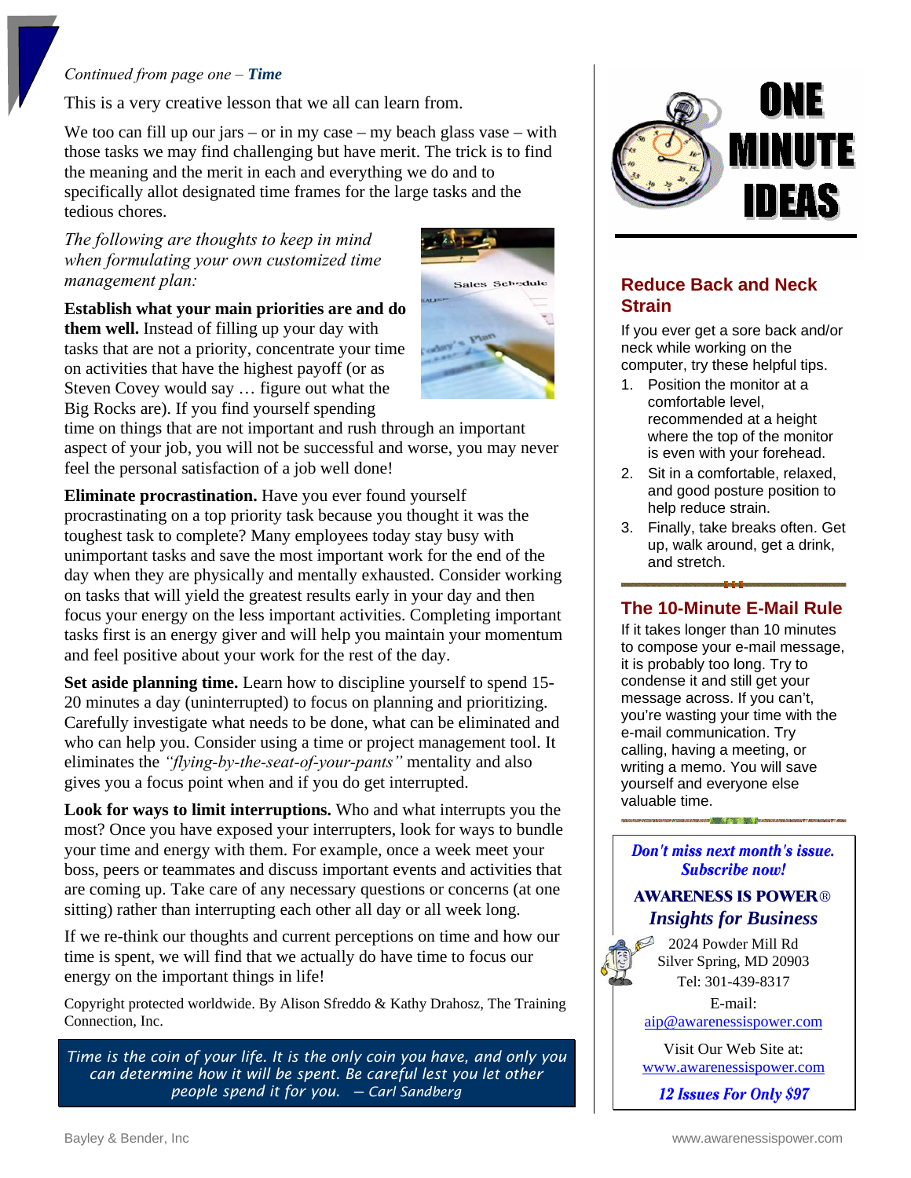*Continued from page one – **Time***

This is a very creative lesson that we all can learn from.

We too can fill up our jars – or in my case – my beach glass vase – with those tasks we may find challenging but have merit. The trick is to find the meaning and the merit in each and everything we do and to specifically allot designated time frames for the large tasks and the tedious chores.

*The following are thoughts to keep in mind when formulating your own customized time management plan:*

**Establish what your main priorities are and do them well.** Instead of filling up your day with tasks that are not a priority, concentrate your time on activities that have the highest payoff (or as Steven Covey would say … figure out what the Big Rocks are). If you find yourself spending time on things that are not important and rush through an important aspect of your job, you will not be successful and worse, you may never feel the personal satisfaction of a job well done!

**Eliminate procrastination.** Have you ever found yourself procrastinating on a top priority task because you thought it was the toughest task to complete? Many employees today stay busy with unimportant tasks and save the most important work for the end of the day when they are physically and mentally exhausted. Consider working on tasks that will yield the greatest results early in your day and then focus your energy on the less important activities. Completing important tasks first is an energy giver and will help you maintain your momentum and feel positive about your work for the rest of the day.

**Set aside planning time.** Learn how to discipline yourself to spend 15-20 minutes a day (uninterrupted) to focus on planning and prioritizing. Carefully investigate what needs to be done, what can be eliminated and who can help you. Consider using a time or project management tool. It eliminates the *"flying-by-the-seat-of-your-pants"* mentality and also gives you a focus point when and if you do get interrupted.

**Look for ways to limit interruptions.** Who and what interrupts you the most? Once you have exposed your interrupters, look for ways to bundle your time and energy with them. For example, once a week meet your boss, peers or teammates and discuss important events and activities that are coming up. Take care of any necessary questions or concerns (at one sitting) rather than interrupting each other all day or all week long.

If we re-think our thoughts and current perceptions on time and how our time is spent, we will find that we actually do have time to focus our energy on the important things in life!

Copyright protected worldwide. By Alison Sfreddo & Kathy Drahosz, The Training Connection, Inc.

> *Time is the coin of your life. It is the only coin you have, and only you can determine how it will be spent. Be careful lest you let other people spend it for you. — Carl Sandberg*

# ONE MINUTE IDEAS

## Reduce Back and Neck Strain

If you ever get a sore back and/or neck while working on the computer, try these helpful tips.

1. Position the monitor at a comfortable level, recommended at a height where the top of the monitor is even with your forehead.
2. Sit in a comfortable, relaxed, and good posture position to help reduce strain.
3. Finally, take breaks often. Get up, walk around, get a drink, and stretch.

## The 10-Minute E-Mail Rule

If it takes longer than 10 minutes to compose your e-mail message, it is probably too long. Try to condense it and still get your message across. If you can't, you're wasting your time with the e-mail communication. Try calling, having a meeting, or writing a memo. You will save yourself and everyone else valuable time.

***Don't miss next month's issue. Subscribe now!***

**AWARENESS IS POWER®**
***Insights for Business***

2024 Powder Mill Rd
Silver Spring, MD 20903
Tel: 301-439-8317

E-mail:
aip@awarenessispower.com

Visit Our Web Site at:
www.awarenessispower.com

***12 Issues For Only $97***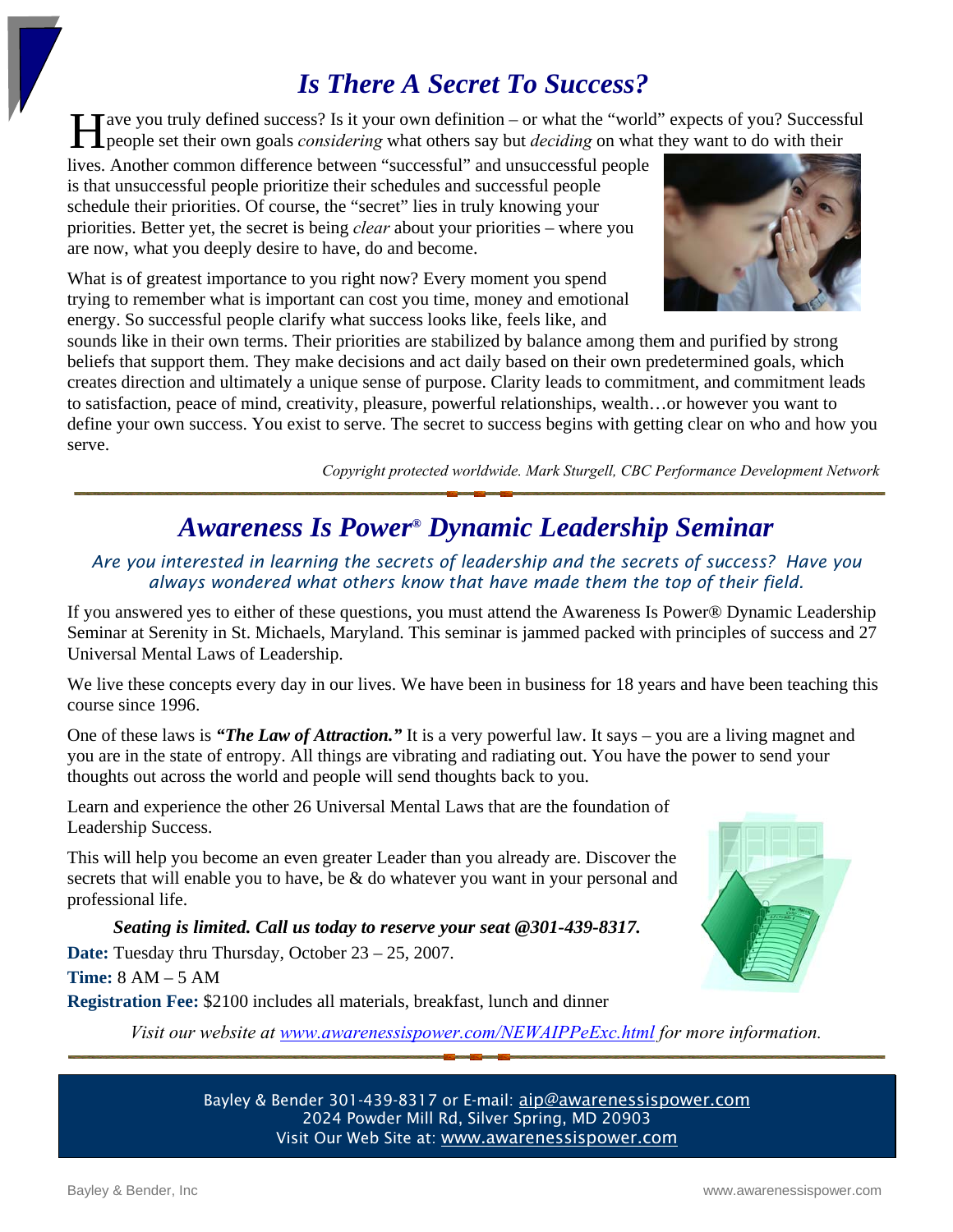## *Is There A Secret To Success?*

Have you truly defined success? Is it your own definition – or what the "world" expects of you? Successful people set their own goals *considering* what others say but *deciding* on what they want to do with their lives. Another common difference between "successful" and unsuccessful people is that unsuccessful people prioritize their schedules and successful people schedule their priorities. Of course, the "secret" lies in truly knowing your priorities. Better yet, the secret is being *clear* about your priorities – where you are now, what you deeply desire to have, do and become.

What is of greatest importance to you right now? Every moment you spend trying to remember what is important can cost you time, money and emotional energy. So successful people clarify what success looks like, feels like, and sounds like in their own terms. Their priorities are stabilized by balance among them and purified by strong beliefs that support them. They make decisions and act daily based on their own predetermined goals, which creates direction and ultimately a unique sense of purpose. Clarity leads to commitment, and commitment leads to satisfaction, peace of mind, creativity, pleasure, powerful relationships, wealth…or however you want to define your own success. You exist to serve. The secret to success begins with getting clear on who and how you serve.

*Copyright protected worldwide. Mark Sturgell, CBC Performance Development Network*

---

## *Awareness Is Power® Dynamic Leadership Seminar*

*Are you interested in learning the secrets of leadership and the secrets of success? Have you always wondered what others know that have made them the top of their field.*

If you answered yes to either of these questions, you must attend the Awareness Is Power® Dynamic Leadership Seminar at Serenity in St. Michaels, Maryland. This seminar is jammed packed with principles of success and 27 Universal Mental Laws of Leadership.

We live these concepts every day in our lives. We have been in business for 18 years and have been teaching this course since 1996.

One of these laws is ***"The Law of Attraction."*** It is a very powerful law. It says – you are a living magnet and you are in the state of entropy. All things are vibrating and radiating out. You have the power to send your thoughts out across the world and people will send thoughts back to you.

Learn and experience the other 26 Universal Mental Laws that are the foundation of Leadership Success.

This will help you become an even greater Leader than you already are. Discover the secrets that will enable you to have, be & do whatever you want in your personal and professional life.

***Seating is limited. Call us today to reserve your seat @301-439-8317.***

**Date:** Tuesday thru Thursday, October 23 – 25, 2007.

**Time:** 8 AM – 5 AM

**Registration Fee:** $2100 includes all materials, breakfast, lunch and dinner

*Visit our website at www.awarenessispower.com/NEWAIPPeExc.html for more information.*

---

Bayley & Bender 301-439-8317 or E-mail: aip@awarenessispower.com
2024 Powder Mill Rd, Silver Spring, MD 20903
Visit Our Web Site at: www.awarenessispower.com